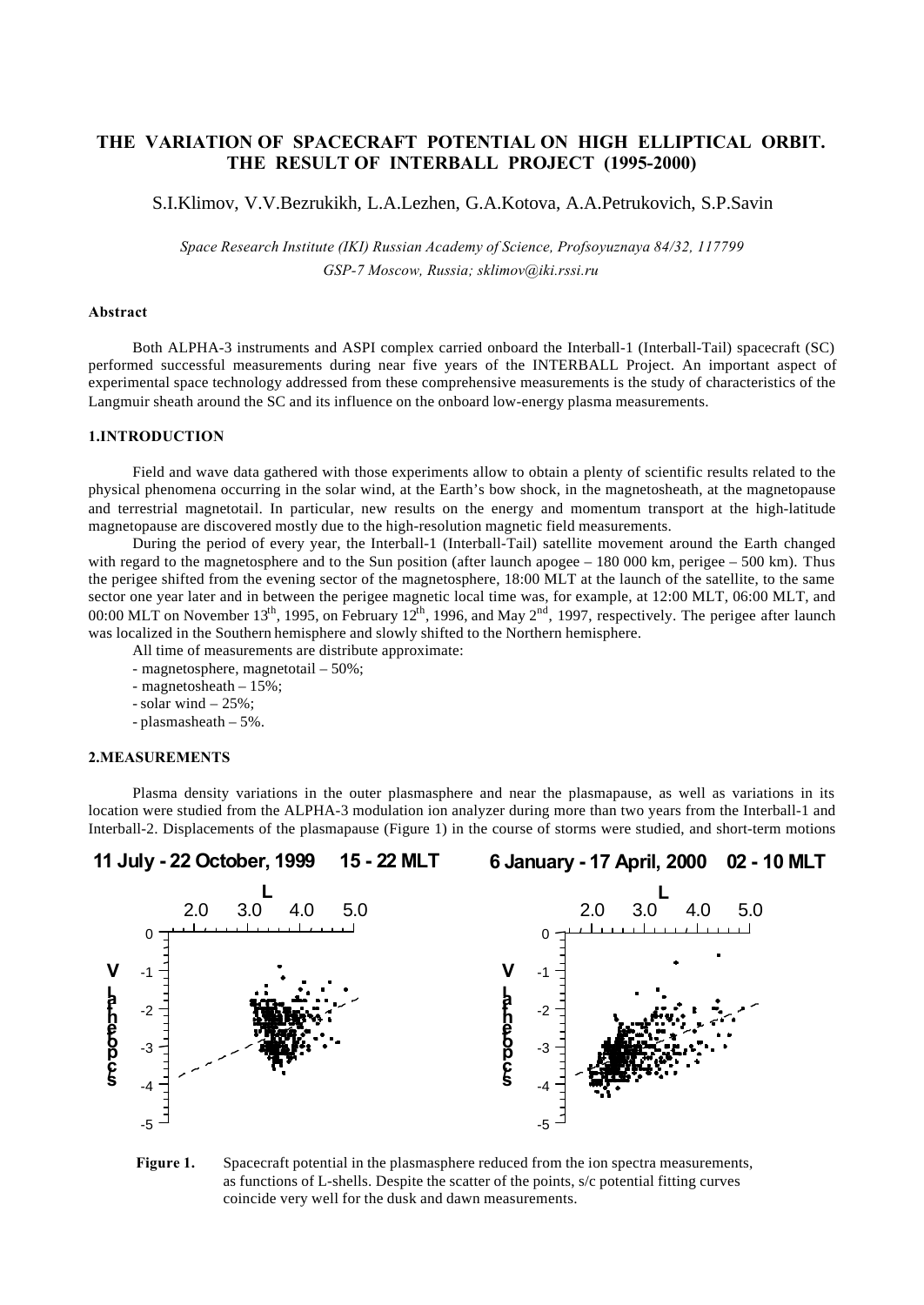# THE VARIATION OF SPACECRAFT POTENTIAL ON HIGH ELLIPTICAL ORBIT. THE RESULT OF INTERBALL PROJECT (1995-2000)

S.I.Klimov, V.V.Bezrukikh, L.A.Lezhen, G.A.Kotova, A.A.Petrukovich, S.P.Savin

*Space Research Institute (IKI) Russian Academy of Science, Profsoyuznaya 84/32, 117799 GSP-7 Moscow, Russia; sklimov@iki.rssi.ru*

**Abstract**

Both ALPHA-3 instruments and ASPI complex carried onboard the Interball-1 (Interball-Tail) spacecraft (SC) performed successful measurements during near five years of the INTERBALL Project. An important aspect of experimental space technology addressed from these comprehensive measurements is the study of characteristics of the Langmuir sheath around the SC and its influence on the onboard low-energy plasma measurements.

## 1.INTRODUCTION

Field and wave data gathered with those experiments allow to obtain a plenty of scientific results related to the physical phenomena occurring in the solar wind, at the Earth's bow shock, in the magnetosheath, at the magnetopause and terrestrial magnetotail. In particular, new results on the energy and momentum transport at the high-latitude magnetopause are discovered mostly due to the high-resolution magnetic field measurements.

During the period of every year, the Interball-1 (Interball-Tail) satellite movement around the Earth changed with regard to the magnetosphere and to the Sun position (after launch apogee – 180 000 km, perigee – 500 km). Thus the perigee shifted from the evening sector of the magnetosphere, 18:00 MLT at the launch of the satellite, to the same sector one year later and in between the perigee magnetic local time was, for example, at 12:00 MLT, 06:00 MLT, and 00:00 MLT on November 13th, 1995, on February 12th, 1996, and May 2nd, 1997, respectively. The perigee after launch was localized in the Southern hemisphere and slowly shifted to the Northern hemisphere.

All time of measurements are distribute approximate:

- magnetosphere, magnetotail – 50%;
- magnetosheath – 15%;
- solar wind – 25%;
- plasmasheath – 5%.

## 2.MEASUREMENTS

Plasma density variations in the outer plasmasphere and near the plasmapause, as well as variations in its location were studied from the ALPHA-3 modulation ion analyzer during more than two years from the Interball-1 and Interball-2. Displacements of the plasmapause (Figure 1) in the course of storms were studied, and short-term motions

**11 July - 22 October, 1999 15 - 22 MLT** | **6 January - 17 April, 2000 02 - 10 MLT**

**Figure 1.** Spacecraft potential in the plasmasphere reduced from the ion spectra measurements, as functions of L-shells. Despite the scatter of the points, s/c potential fitting curves coincide very well for the dusk and dawn measurements.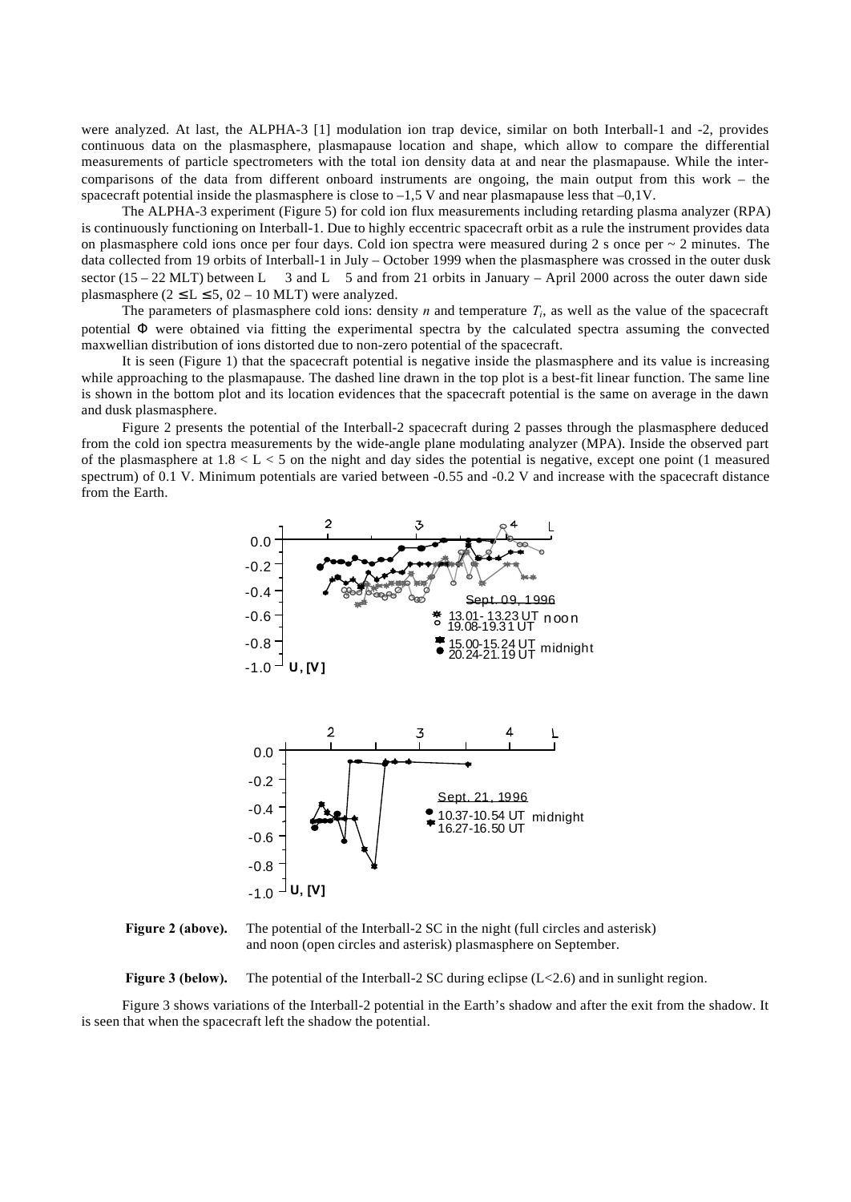were analyzed. At last, the ALPHA-3 [1] modulation ion trap device, similar on both Interball-1 and -2, provides continuous data on the plasmasphere, plasmapause location and shape, which allow to compare the differential measurements of particle spectrometers with the total ion density data at and near the plasmapause. While the inter-comparisons of the data from different onboard instruments are ongoing, the main output from this work – the spacecraft potential inside the plasmasphere is close to –1,5 V and near plasmapause less that –0,1V.

The ALPHA-3 experiment (Figure 5) for cold ion flux measurements including retarding plasma analyzer (RPA) is continuously functioning on Interball-1. Due to highly eccentric spacecraft orbit as a rule the instrument provides data on plasmasphere cold ions once per four days. Cold ion spectra were measured during 2 s once per ~ 2 minutes. The data collected from 19 orbits of Interball-1 in July – October 1999 when the plasmasphere was crossed in the outer dusk sector (15 – 22 MLT) between L  3 and L  5 and from 21 orbits in January – April 2000 across the outer dawn side plasmasphere ($2 \leq L \leq 5$, 02 – 10 MLT) were analyzed.

The parameters of plasmasphere cold ions: density $n$ and temperature $T_i$, as well as the value of the spacecraft potential $\Phi$ were obtained via fitting the experimental spectra by the calculated spectra assuming the convected maxwellian distribution of ions distorted due to non-zero potential of the spacecraft.

It is seen (Figure 1) that the spacecraft potential is negative inside the plasmasphere and its value is increasing while approaching to the plasmapause. The dashed line drawn in the top plot is a best-fit linear function. The same line is shown in the bottom plot and its location evidences that the spacecraft potential is the same on average in the dawn and dusk plasmasphere.

Figure 2 presents the potential of the Interball-2 spacecraft during 2 passes through the plasmasphere deduced from the cold ion spectra measurements by the wide-angle plane modulating analyzer (MPA). Inside the observed part of the plasmasphere at $1.8 < L < 5$ on the night and day sides the potential is negative, except one point (1 measured spectrum) of 0.1 V. Minimum potentials are varied between -0.55 and -0.2 V and increase with the spacecraft distance from the Earth.

**Figure 2 (above).** The potential of the Interball-2 SC in the night (full circles and asterisk) and noon (open circles and asterisk) plasmasphere on September.

**Figure 3 (below).** The potential of the Interball-2 SC during eclipse (L<2.6) and in sunlight region.

Figure 3 shows variations of the Interball-2 potential in the Earth's shadow and after the exit from the shadow. It is seen that when the spacecraft left the shadow the potential.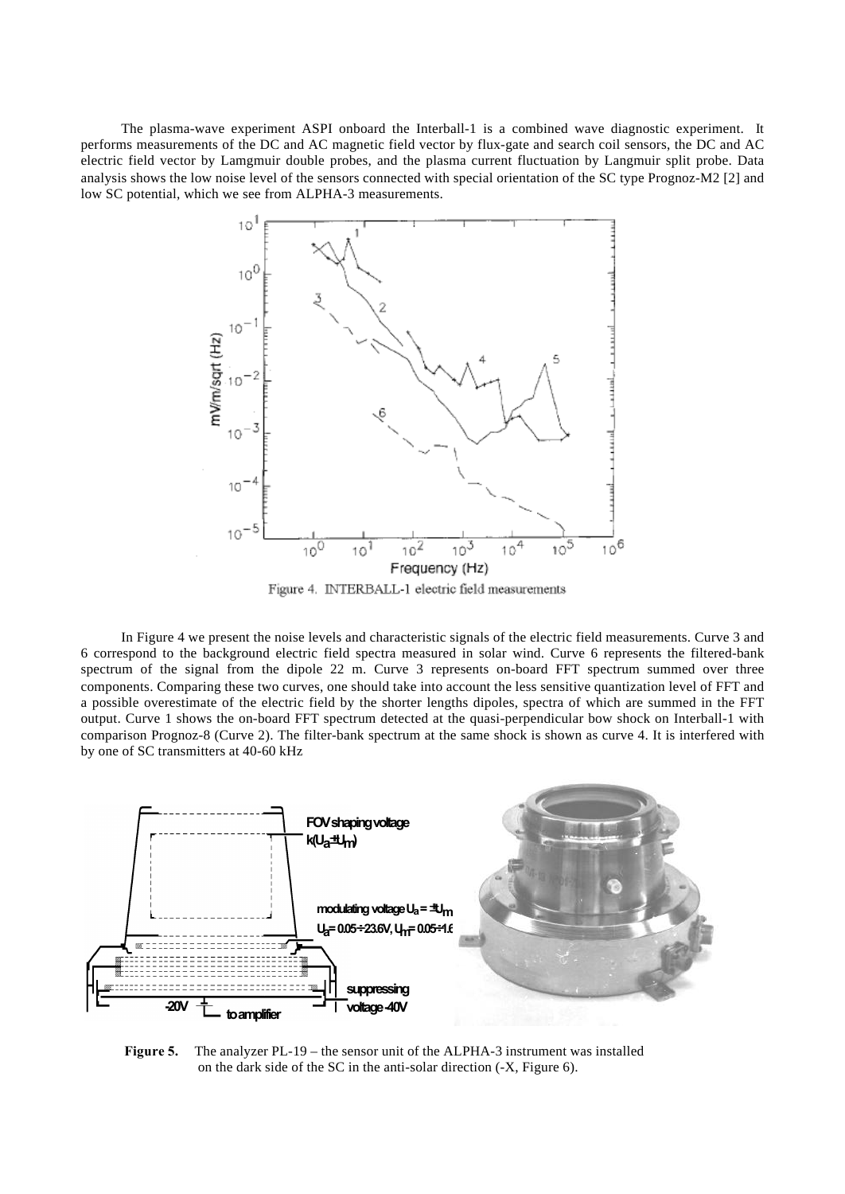The plasma-wave experiment ASPI onboard the Interball-1 is a combined wave diagnostic experiment. It performs measurements of the DC and AC magnetic field vector by flux-gate and search coil sensors, the DC and AC electric field vector by Lamgmuir double probes, and the plasma current fluctuation by Langmuir split probe. Data analysis shows the low noise level of the sensors connected with special orientation of the SC type Prognoz-M2 [2] and low SC potential, which we see from ALPHA-3 measurements.

Figure 4. INTERBALL-1 electric field measurements

In Figure 4 we present the noise levels and characteristic signals of the electric field measurements. Curve 3 and 6 correspond to the background electric field spectra measured in solar wind. Curve 6 represents the filtered-bank spectrum of the signal from the dipole 22 m. Curve 3 represents on-board FFT spectrum summed over three components. Comparing these two curves, one should take into account the less sensitive quantization level of FFT and a possible overestimate of the electric field by the shorter lengths dipoles, spectra of which are summed in the FFT output. Curve 1 shows the on-board FFT spectrum detected at the quasi-perpendicular bow shock on Interball-1 with comparison Prognoz-8 (Curve 2). The filter-bank spectrum at the same shock is shown as curve 4. It is interfered with by one of SC transmitters at 40-60 kHz

**Figure 5.** The analyzer PL-19 – the sensor unit of the ALPHA-3 instrument was installed on the dark side of the SC in the anti-solar direction (-X, Figure 6).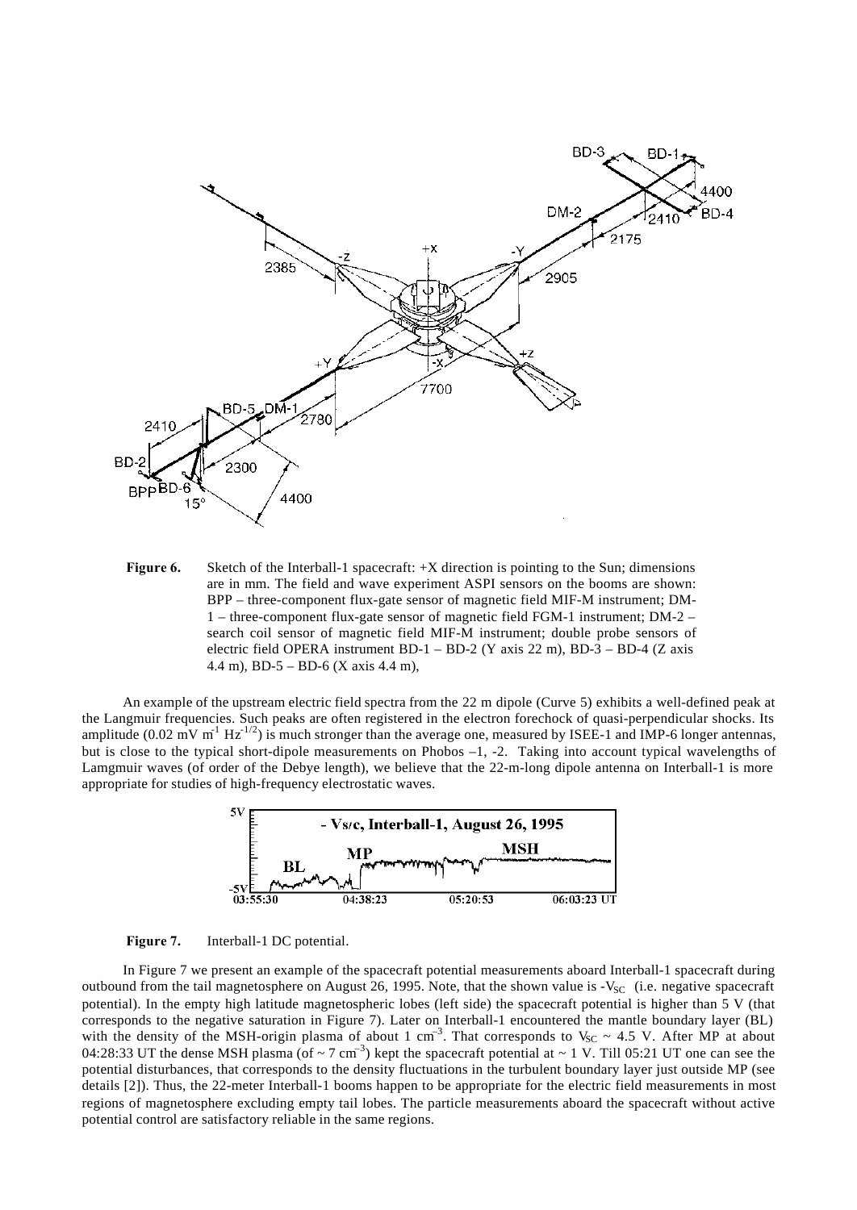**Figure 6.** Sketch of the Interball-1 spacecraft: +X direction is pointing to the Sun; dimensions are in mm. The field and wave experiment ASPI sensors on the booms are shown: BPP – three-component flux-gate sensor of magnetic field MIF-M instrument; DM-1 – three-component flux-gate sensor of magnetic field FGM-1 instrument; DM-2 – search coil sensor of magnetic field MIF-M instrument; double probe sensors of electric field OPERA instrument BD-1 – BD-2 (Y axis 22 m), BD-3 – BD-4 (Z axis 4.4 m), BD-5 – BD-6 (X axis 4.4 m),

An example of the upstream electric field spectra from the 22 m dipole (Curve 5) exhibits a well-defined peak at the Langmuir frequencies. Such peaks are often registered in the electron forechock of quasi-perpendicular shocks. Its amplitude (0.02 mV $m^{-1}$ $Hz^{-1/2}$) is much stronger than the average one, measured by ISEE-1 and IMP-6 longer antennas, but is close to the typical short-dipole measurements on Phobos –1, -2. Taking into account typical wavelengths of Lamgmuir waves (of order of the Debye length), we believe that the 22-m-long dipole antenna on Interball-1 is more appropriate for studies of high-frequency electrostatic waves.

**Figure 7.** Interball-1 DC potential.

In Figure 7 we present an example of the spacecraft potential measurements aboard Interball-1 spacecraft during outbound from the tail magnetosphere on August 26, 1995. Note, that the shown value is $-V_{SC}$ (i.e. negative spacecraft potential). In the empty high latitude magnetospheric lobes (left side) the spacecraft potential is higher than 5 V (that corresponds to the negative saturation in Figure 7). Later on Interball-1 encountered the mantle boundary layer (BL) with the density of the MSH-origin plasma of about 1 $cm^{-3}$. That corresponds to $V_{SC}$ ~ 4.5 V. After MP at about 04:28:33 UT the dense MSH plasma (of ~ 7 $cm^{-3}$) kept the spacecraft potential at ~ 1 V. Till 05:21 UT one can see the potential disturbances, that corresponds to the density fluctuations in the turbulent boundary layer just outside MP (see details [2]). Thus, the 22-meter Interball-1 booms happen to be appropriate for the electric field measurements in most regions of magnetosphere excluding empty tail lobes. The particle measurements aboard the spacecraft without active potential control are satisfactory reliable in the same regions.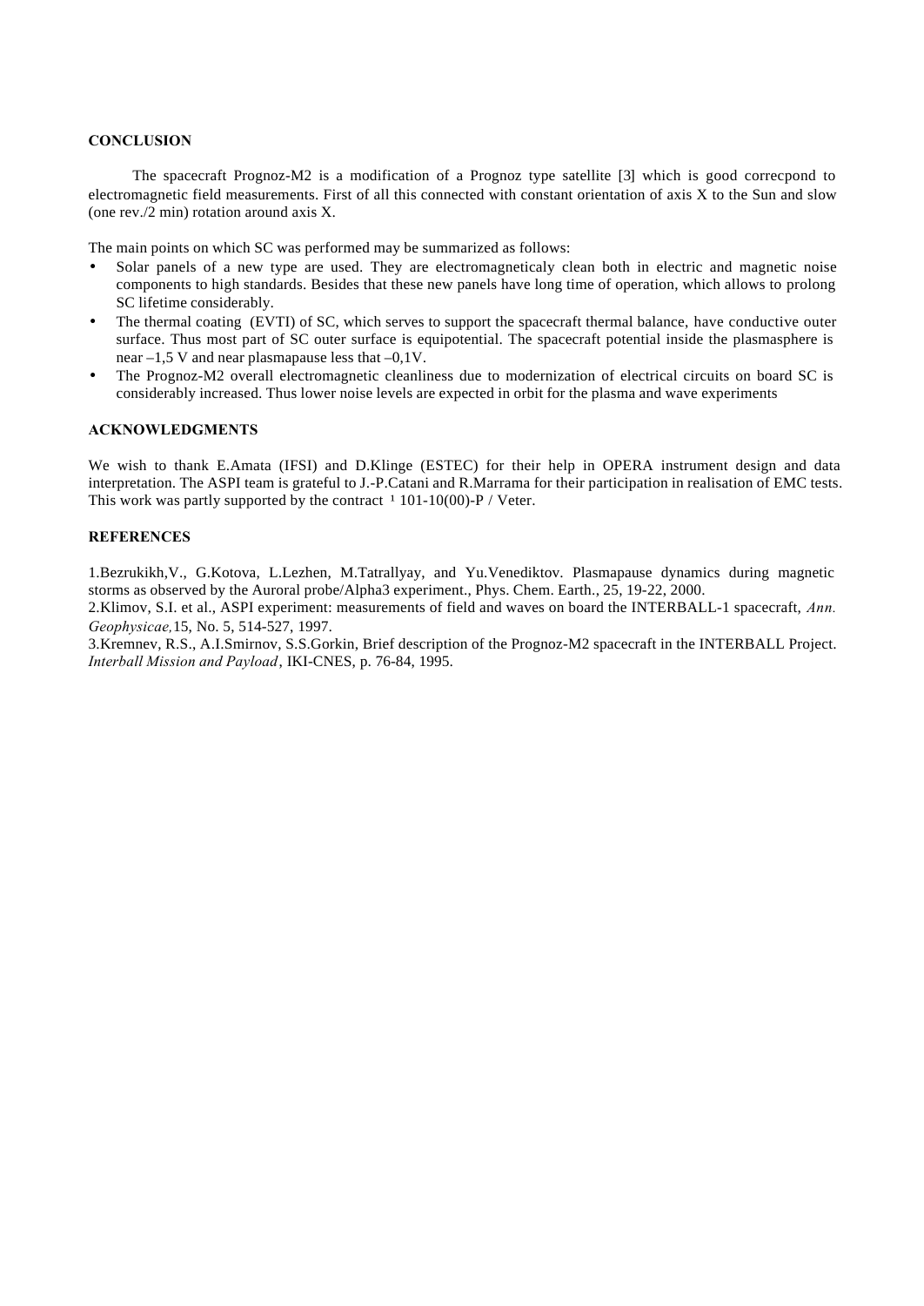**CONCLUSION**

The spacecraft Prognoz-M2 is a modification of a Prognoz type satellite [3] which is good correcpond to electromagnetic field measurements. First of all this connected with constant orientation of axis X to the Sun and slow (one rev./2 min) rotation around axis X.

The main points on which SC was performed may be summarized as follows:

- Solar panels of a new type are used. They are electromagneticaly clean both in electric and magnetic noise components to high standards. Besides that these new panels have long time of operation, which allows to prolong SC lifetime considerably.
- The thermal coating (EVTI) of SC, which serves to support the spacecraft thermal balance, have conductive outer surface. Thus most part of SC outer surface is equipotential. The spacecraft potential inside the plasmasphere is near –1,5 V and near plasmapause less that –0,1V.
- The Prognoz-M2 overall electromagnetic cleanliness due to modernization of electrical circuits on board SC is considerably increased. Thus lower noise levels are expected in orbit for the plasma and wave experiments

**ACKNOWLEDGMENTS**

We wish to thank E.Amata (IFSI) and D.Klinge (ESTEC) for their help in OPERA instrument design and data interpretation. The ASPI team is grateful to J.-P.Catani and R.Marrama for their participation in realisation of EMC tests. This work was partly supported by the contract ¹ 101-10(00)-P / Veter.

**REFERENCES**

1.Bezrukikh,V., G.Kotova, L.Lezhen, M.Tatrallyay, and Yu.Venediktov. Plasmapause dynamics during magnetic storms as observed by the Auroral probe/Alpha3 experiment., Phys. Chem. Earth., 25, 19-22, 2000.
2.Klimov, S.I. et al., ASPI experiment: measurements of field and waves on board the INTERBALL-1 spacecraft, *Ann. Geophysicae,*15, No. 5, 514-527, 1997.
3.Kremnev, R.S., A.I.Smirnov, S.S.Gorkin, Brief description of the Prognoz-M2 spacecraft in the INTERBALL Project. *Interball Mission and Payload*, IKI-CNES, p. 76-84, 1995.